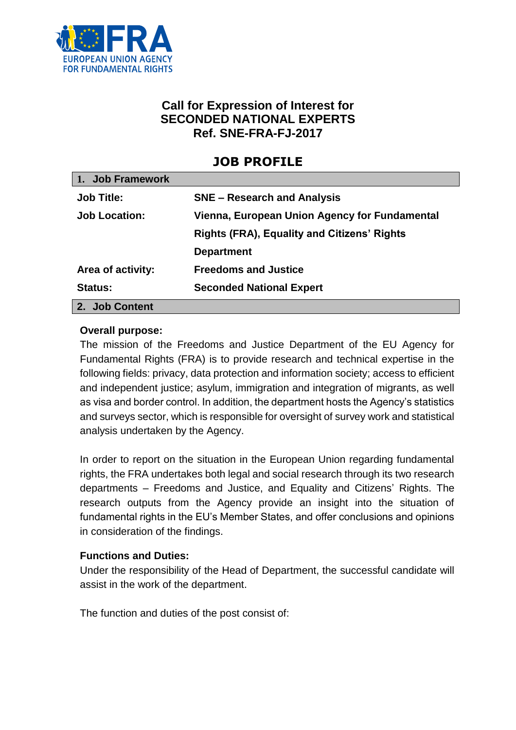EUROPEAN UNION AGENCY FOR FUNDAMENTAL RIGHTS

# Call for Expression of Interest for SECONDED NATIONAL EXPERTS Ref. SNE-FRA-FJ-2017

## JOB PROFILE

### 1. Job Framework

| | |
|---|---|
| **Job Title:** | **SNE – Research and Analysis** |
| **Job Location:** | **Vienna, European Union Agency for Fundamental Rights (FRA), Equality and Citizens' Rights Department** |
| **Area of activity:** | **Freedoms and Justice** |
| **Status:** | **Seconded National Expert** |

### 2. Job Content

**Overall purpose:**

The mission of the Freedoms and Justice Department of the EU Agency for Fundamental Rights (FRA) is to provide research and technical expertise in the following fields: privacy, data protection and information society; access to efficient and independent justice; asylum, immigration and integration of migrants, as well as visa and border control. In addition, the department hosts the Agency's statistics and surveys sector, which is responsible for oversight of survey work and statistical analysis undertaken by the Agency.

In order to report on the situation in the European Union regarding fundamental rights, the FRA undertakes both legal and social research through its two research departments – Freedoms and Justice, and Equality and Citizens' Rights. The research outputs from the Agency provide an insight into the situation of fundamental rights in the EU's Member States, and offer conclusions and opinions in consideration of the findings.

**Functions and Duties:**

Under the responsibility of the Head of Department, the successful candidate will assist in the work of the department.

The function and duties of the post consist of: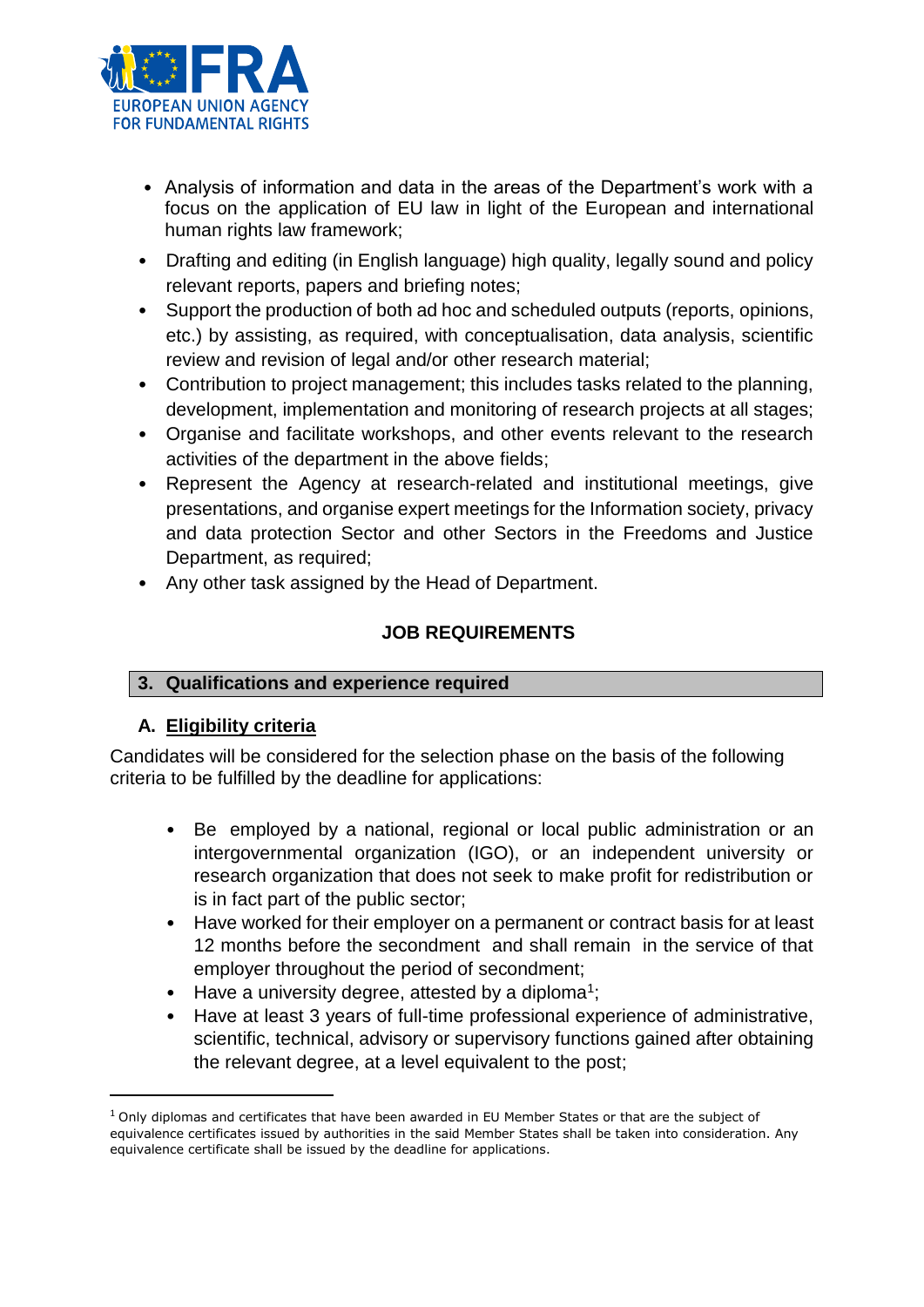- Analysis of information and data in the areas of the Department's work with a focus on the application of EU law in light of the European and international human rights law framework;
- Drafting and editing (in English language) high quality, legally sound and policy relevant reports, papers and briefing notes;
- Support the production of both ad hoc and scheduled outputs (reports, opinions, etc.) by assisting, as required, with conceptualisation, data analysis, scientific review and revision of legal and/or other research material;
- Contribution to project management; this includes tasks related to the planning, development, implementation and monitoring of research projects at all stages;
- Organise and facilitate workshops, and other events relevant to the research activities of the department in the above fields;
- Represent the Agency at research-related and institutional meetings, give presentations, and organise expert meetings for the Information society, privacy and data protection Sector and other Sectors in the Freedoms and Justice Department, as required;
- Any other task assigned by the Head of Department.

## JOB REQUIREMENTS

### 3. Qualifications and experience required

#### A. Eligibility criteria

Candidates will be considered for the selection phase on the basis of the following criteria to be fulfilled by the deadline for applications:

- Be employed by a national, regional or local public administration or an intergovernmental organization (IGO), or an independent university or research organization that does not seek to make profit for redistribution or is in fact part of the public sector;
- Have worked for their employer on a permanent or contract basis for at least 12 months before the secondment and shall remain in the service of that employer throughout the period of secondment;
- Have a university degree, attested by a diploma[1];
- Have at least 3 years of full-time professional experience of administrative, scientific, technical, advisory or supervisory functions gained after obtaining the relevant degree, at a level equivalent to the post;

[1] Only diplomas and certificates that have been awarded in EU Member States or that are the subject of equivalence certificates issued by authorities in the said Member States shall be taken into consideration. Any equivalence certificate shall be issued by the deadline for applications.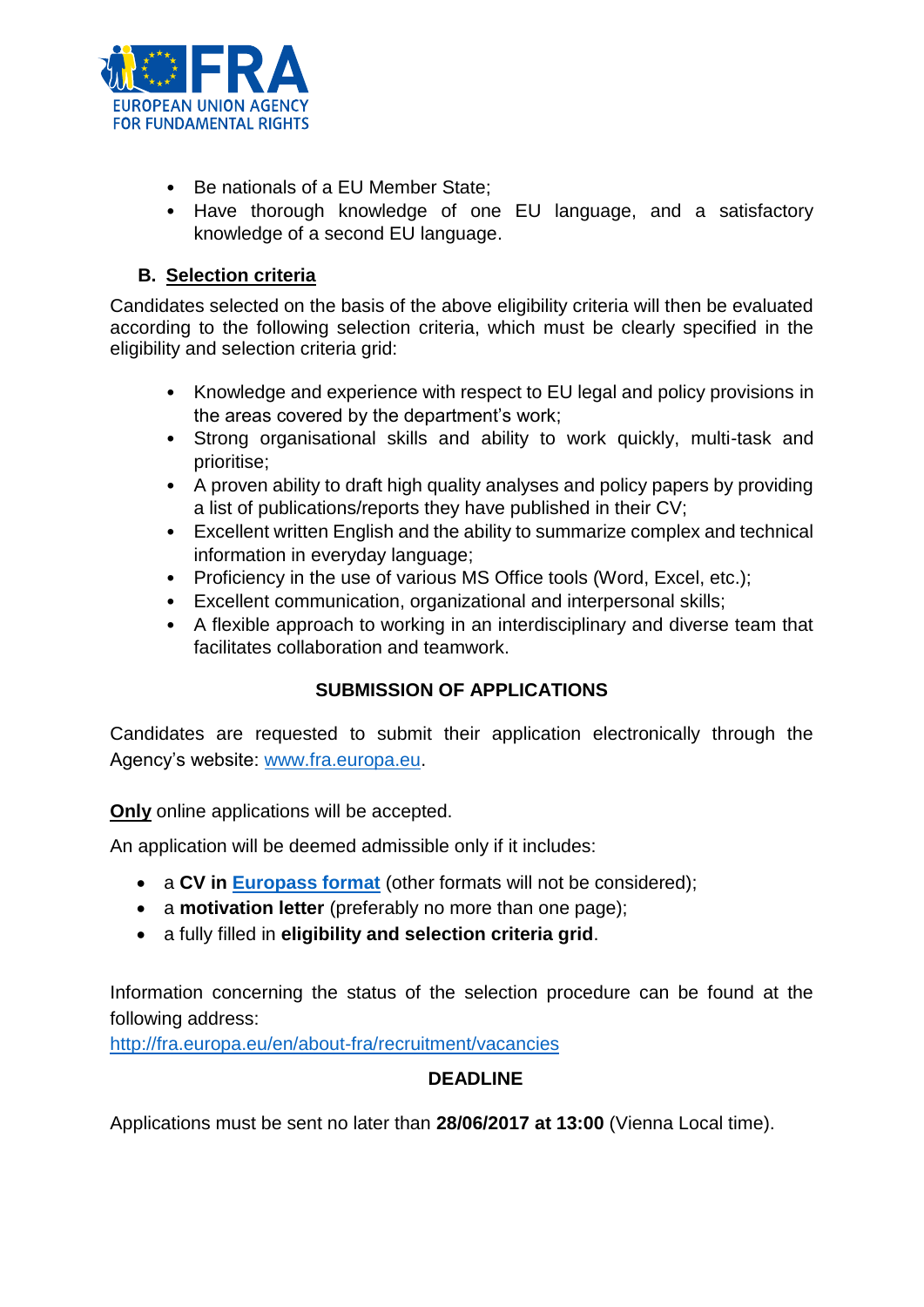- Be nationals of a EU Member State;
- Have thorough knowledge of one EU language, and a satisfactory knowledge of a second EU language.

### B. Selection criteria

Candidates selected on the basis of the above eligibility criteria will then be evaluated according to the following selection criteria, which must be clearly specified in the eligibility and selection criteria grid:

- Knowledge and experience with respect to EU legal and policy provisions in the areas covered by the department's work;
- Strong organisational skills and ability to work quickly, multi-task and prioritise;
- A proven ability to draft high quality analyses and policy papers by providing a list of publications/reports they have published in their CV;
- Excellent written English and the ability to summarize complex and technical information in everyday language;
- Proficiency in the use of various MS Office tools (Word, Excel, etc.);
- Excellent communication, organizational and interpersonal skills;
- A flexible approach to working in an interdisciplinary and diverse team that facilitates collaboration and teamwork.

## SUBMISSION OF APPLICATIONS

Candidates are requested to submit their application electronically through the Agency's website: [www.fra.europa.eu](www.fra.europa.eu).

**Only** online applications will be accepted.

An application will be deemed admissible only if it includes:

- a **CV in Europass format** (other formats will not be considered);
- a **motivation letter** (preferably no more than one page);
- a fully filled in **eligibility and selection criteria grid**.

Information concerning the status of the selection procedure can be found at the following address:
[http://fra.europa.eu/en/about-fra/recruitment/vacancies](http://fra.europa.eu/en/about-fra/recruitment/vacancies)

## DEADLINE

Applications must be sent no later than **28/06/2017 at 13:00** (Vienna Local time).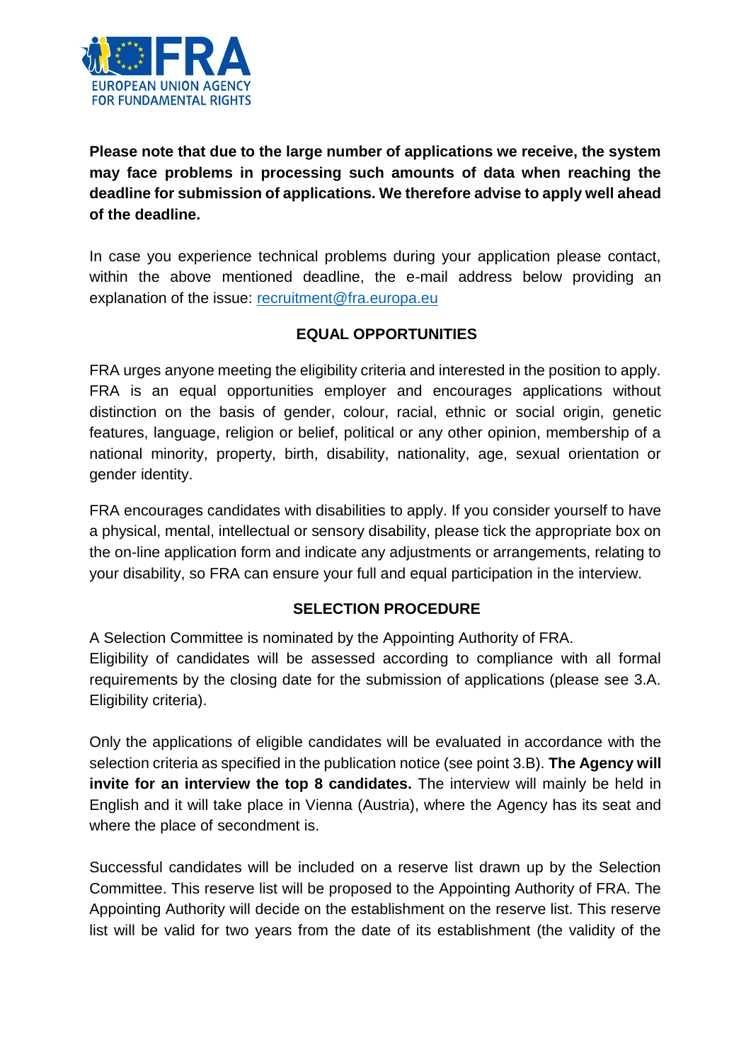**Please note that due to the large number of applications we receive, the system may face problems in processing such amounts of data when reaching the deadline for submission of applications. We therefore advise to apply well ahead of the deadline.**

In case you experience technical problems during your application please contact, within the above mentioned deadline, the e-mail address below providing an explanation of the issue: recruitment@fra.europa.eu

## EQUAL OPPORTUNITIES

FRA urges anyone meeting the eligibility criteria and interested in the position to apply. FRA is an equal opportunities employer and encourages applications without distinction on the basis of gender, colour, racial, ethnic or social origin, genetic features, language, religion or belief, political or any other opinion, membership of a national minority, property, birth, disability, nationality, age, sexual orientation or gender identity.

FRA encourages candidates with disabilities to apply. If you consider yourself to have a physical, mental, intellectual or sensory disability, please tick the appropriate box on the on-line application form and indicate any adjustments or arrangements, relating to your disability, so FRA can ensure your full and equal participation in the interview.

## SELECTION PROCEDURE

A Selection Committee is nominated by the Appointing Authority of FRA.
Eligibility of candidates will be assessed according to compliance with all formal requirements by the closing date for the submission of applications (please see 3.A. Eligibility criteria).

Only the applications of eligible candidates will be evaluated in accordance with the selection criteria as specified in the publication notice (see point 3.B). **The Agency will invite for an interview the top 8 candidates.** The interview will mainly be held in English and it will take place in Vienna (Austria), where the Agency has its seat and where the place of secondment is.

Successful candidates will be included on a reserve list drawn up by the Selection Committee. This reserve list will be proposed to the Appointing Authority of FRA. The Appointing Authority will decide on the establishment on the reserve list. This reserve list will be valid for two years from the date of its establishment (the validity of the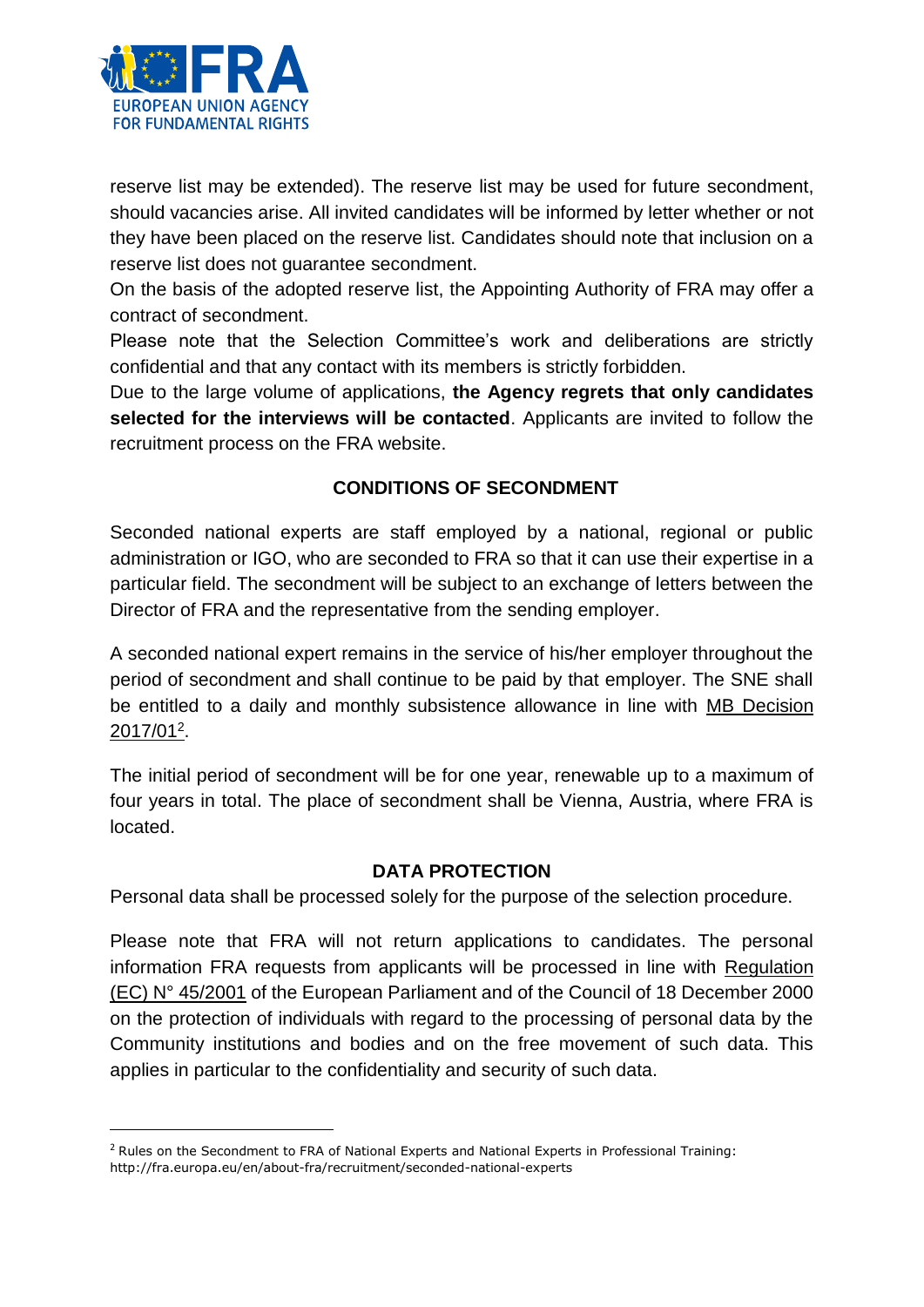reserve list may be extended). The reserve list may be used for future secondment, should vacancies arise. All invited candidates will be informed by letter whether or not they have been placed on the reserve list. Candidates should note that inclusion on a reserve list does not guarantee secondment.

On the basis of the adopted reserve list, the Appointing Authority of FRA may offer a contract of secondment.

Please note that the Selection Committee's work and deliberations are strictly confidential and that any contact with its members is strictly forbidden.

Due to the large volume of applications, **the Agency regrets that only candidates selected for the interviews will be contacted**. Applicants are invited to follow the recruitment process on the FRA website.

## CONDITIONS OF SECONDMENT

Seconded national experts are staff employed by a national, regional or public administration or IGO, who are seconded to FRA so that it can use their expertise in a particular field. The secondment will be subject to an exchange of letters between the Director of FRA and the representative from the sending employer.

A seconded national expert remains in the service of his/her employer throughout the period of secondment and shall continue to be paid by that employer. The SNE shall be entitled to a daily and monthly subsistence allowance in line with MB Decision 2017/01[2].

The initial period of secondment will be for one year, renewable up to a maximum of four years in total. The place of secondment shall be Vienna, Austria, where FRA is located.

## DATA PROTECTION

Personal data shall be processed solely for the purpose of the selection procedure.

Please note that FRA will not return applications to candidates. The personal information FRA requests from applicants will be processed in line with Regulation (EC) N° 45/2001 of the European Parliament and of the Council of 18 December 2000 on the protection of individuals with regard to the processing of personal data by the Community institutions and bodies and on the free movement of such data. This applies in particular to the confidentiality and security of such data.

---

[2] Rules on the Secondment to FRA of National Experts and National Experts in Professional Training: http://fra.europa.eu/en/about-fra/recruitment/seconded-national-experts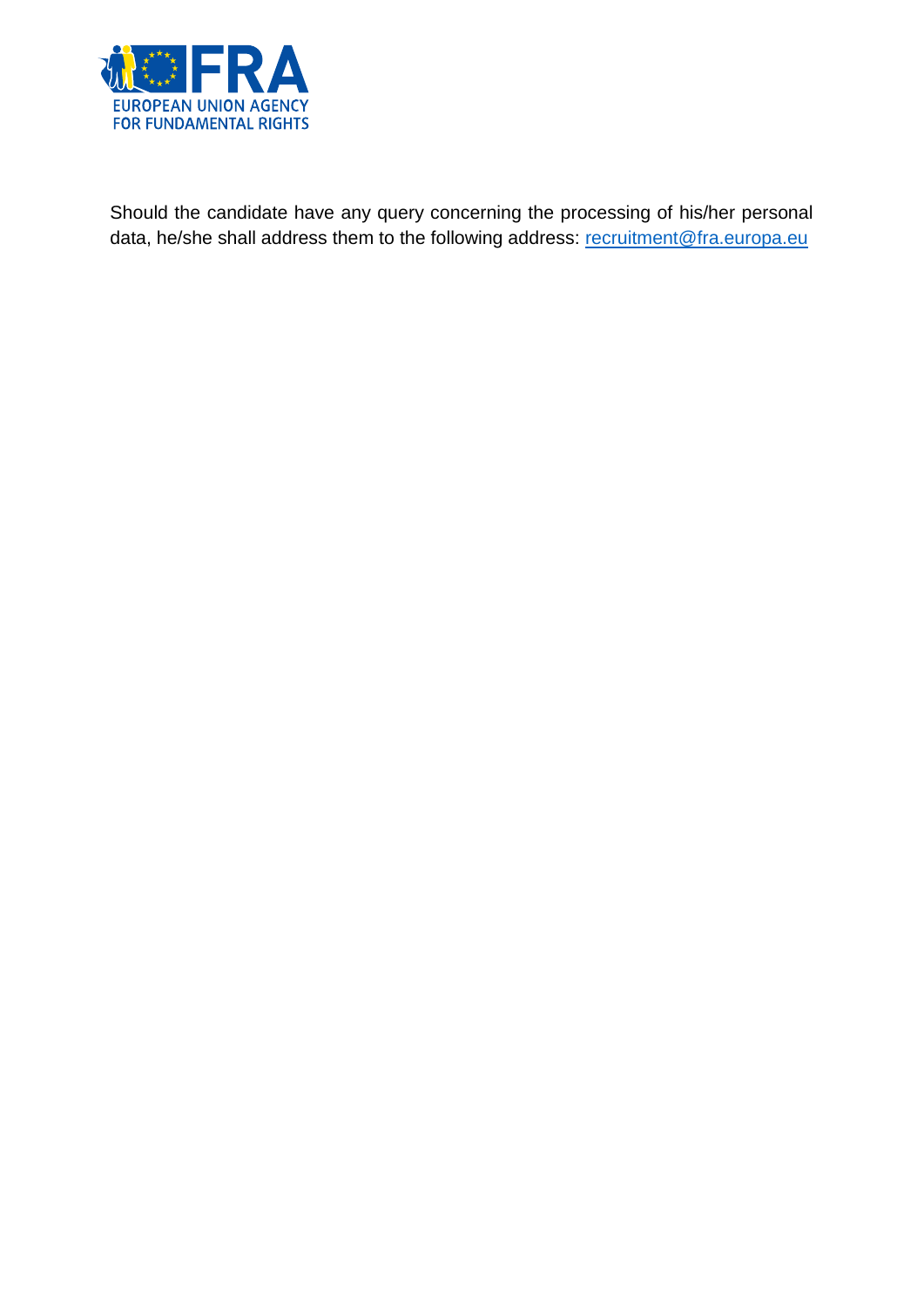Should the candidate have any query concerning the processing of his/her personal data, he/she shall address them to the following address: recruitment@fra.europa.eu